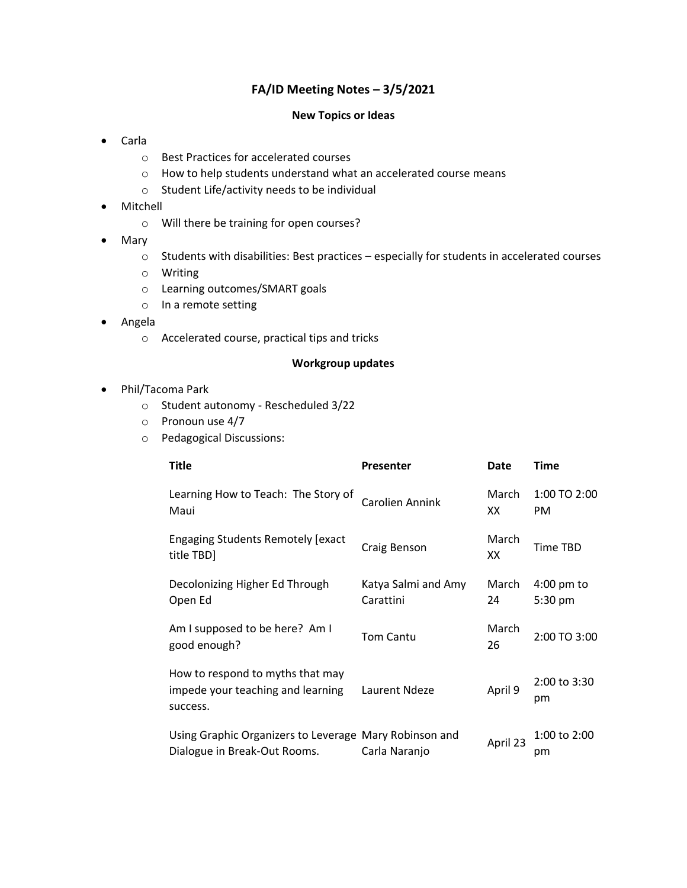# FA/ID Meeting Notes – 3/5/2021

## New Topics or Ideas

- Carla
  - Best Practices for accelerated courses
  - How to help students understand what an accelerated course means
  - Student Life/activity needs to be individual
- Mitchell
  - Will there be training for open courses?
- Mary
  - Students with disabilities: Best practices – especially for students in accelerated courses
  - Writing
  - Learning outcomes/SMART goals
  - In a remote setting
- Angela
  - Accelerated course, practical tips and tricks

## Workgroup updates

- Phil/Tacoma Park
  - Student autonomy - Rescheduled 3/22
  - Pronoun use 4/7
  - Pedagogical Discussions:

| Title | Presenter | Date | Time |
|---|---|---|---|
| Learning How to Teach: The Story of Maui | Carolien Annink | March XX | 1:00 TO 2:00 PM |
| Engaging Students Remotely [exact title TBD] | Craig Benson | March XX | Time TBD |
| Decolonizing Higher Ed Through Open Ed | Katya Salmi and Amy Carattini | March 24 | 4:00 pm to 5:30 pm |
| Am I supposed to be here? Am I good enough? | Tom Cantu | March 26 | 2:00 TO 3:00 |
| How to respond to myths that may impede your teaching and learning success. | Laurent Ndeze | April 9 | 2:00 to 3:30 pm |
| Using Graphic Organizers to Leverage Dialogue in Break-Out Rooms. | Mary Robinson and Carla Naranjo | April 23 | 1:00 to 2:00 pm |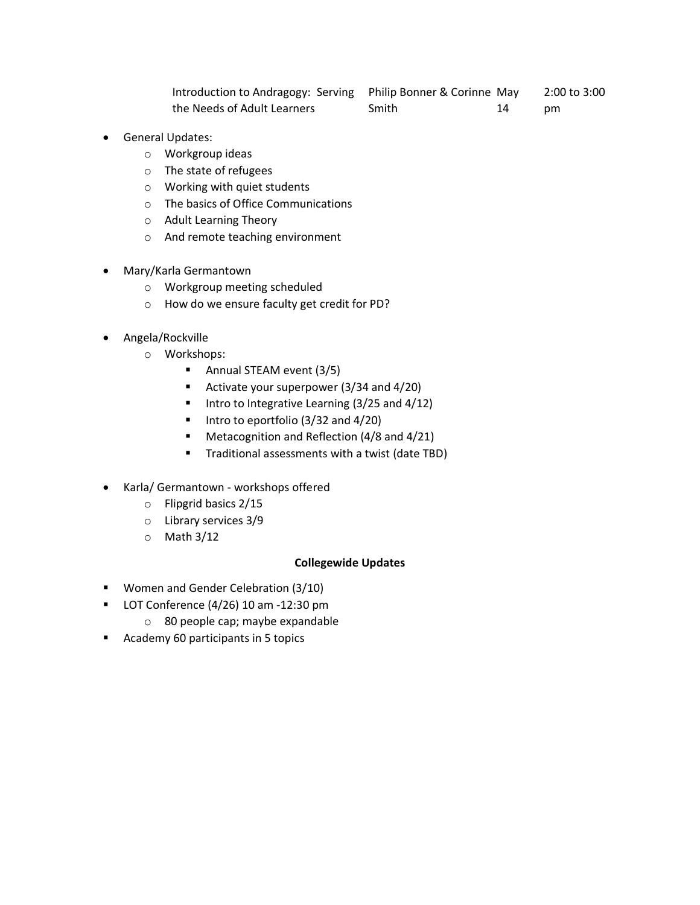| | | | |
|---|---|---|---|
| Introduction to Andragogy: Serving the Needs of Adult Learners | Philip Bonner & Corinne Smith | May 14 | 2:00 to 3:00 pm |

- General Updates:
  - Workgroup ideas
  - The state of refugees
  - Working with quiet students
  - The basics of Office Communications
  - Adult Learning Theory
  - And remote teaching environment

- Mary/Karla Germantown
  - Workgroup meeting scheduled
  - How do we ensure faculty get credit for PD?

- Angela/Rockville
  - Workshops:
    - Annual STEAM event (3/5)
    - Activate your superpower (3/34 and 4/20)
    - Intro to Integrative Learning (3/25 and 4/12)
    - Intro to eportfolio (3/32 and 4/20)
    - Metacognition and Reflection (4/8 and 4/21)
    - Traditional assessments with a twist (date TBD)

- Karla/ Germantown - workshops offered
  - Flipgrid basics 2/15
  - Library services 3/9
  - Math 3/12

**Collegewide Updates**

- Women and Gender Celebration (3/10)
- LOT Conference (4/26) 10 am -12:30 pm
  - 80 people cap; maybe expandable
- Academy 60 participants in 5 topics